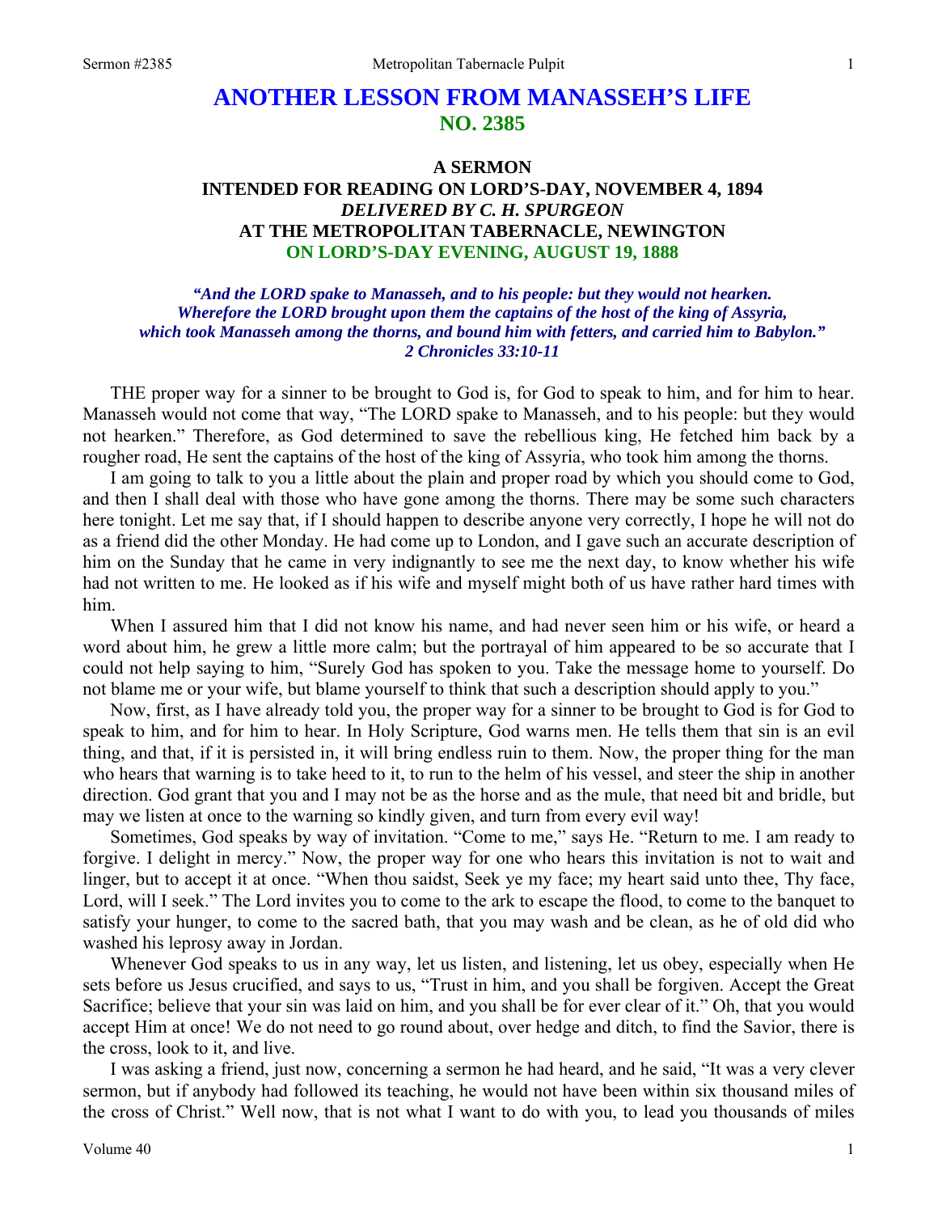# ANOTHER LESSON FROM MANASSEH'S LIFE
## NO. 2385

### A SERMON
### INTENDED FOR READING ON LORD'S-DAY, NOVEMBER 4, 1894
### *DELIVERED BY C. H. SPURGEON*
### AT THE METROPOLITAN TABERNACLE, NEWINGTON
### ON LORD'S-DAY EVENING, AUGUST 19, 1888

*"And the LORD spake to Manasseh, and to his people: but they would not hearken. Wherefore the LORD brought upon them the captains of the host of the king of Assyria, which took Manasseh among the thorns, and bound him with fetters, and carried him to Babylon." 2 Chronicles 33:10-11*

THE proper way for a sinner to be brought to God is, for God to speak to him, and for him to hear. Manasseh would not come that way, "The LORD spake to Manasseh, and to his people: but they would not hearken." Therefore, as God determined to save the rebellious king, He fetched him back by a rougher road, He sent the captains of the host of the king of Assyria, who took him among the thorns.

I am going to talk to you a little about the plain and proper road by which you should come to God, and then I shall deal with those who have gone among the thorns. There may be some such characters here tonight. Let me say that, if I should happen to describe anyone very correctly, I hope he will not do as a friend did the other Monday. He had come up to London, and I gave such an accurate description of him on the Sunday that he came in very indignantly to see me the next day, to know whether his wife had not written to me. He looked as if his wife and myself might both of us have rather hard times with him.

When I assured him that I did not know his name, and had never seen him or his wife, or heard a word about him, he grew a little more calm; but the portrayal of him appeared to be so accurate that I could not help saying to him, "Surely God has spoken to you. Take the message home to yourself. Do not blame me or your wife, but blame yourself to think that such a description should apply to you."

Now, first, as I have already told you, the proper way for a sinner to be brought to God is for God to speak to him, and for him to hear. In Holy Scripture, God warns men. He tells them that sin is an evil thing, and that, if it is persisted in, it will bring endless ruin to them. Now, the proper thing for the man who hears that warning is to take heed to it, to run to the helm of his vessel, and steer the ship in another direction. God grant that you and I may not be as the horse and as the mule, that need bit and bridle, but may we listen at once to the warning so kindly given, and turn from every evil way!

Sometimes, God speaks by way of invitation. "Come to me," says He. "Return to me. I am ready to forgive. I delight in mercy." Now, the proper way for one who hears this invitation is not to wait and linger, but to accept it at once. "When thou saidst, Seek ye my face; my heart said unto thee, Thy face, Lord, will I seek." The Lord invites you to come to the ark to escape the flood, to come to the banquet to satisfy your hunger, to come to the sacred bath, that you may wash and be clean, as he of old did who washed his leprosy away in Jordan.

Whenever God speaks to us in any way, let us listen, and listening, let us obey, especially when He sets before us Jesus crucified, and says to us, "Trust in him, and you shall be forgiven. Accept the Great Sacrifice; believe that your sin was laid on him, and you shall be for ever clear of it." Oh, that you would accept Him at once! We do not need to go round about, over hedge and ditch, to find the Savior, there is the cross, look to it, and live.

I was asking a friend, just now, concerning a sermon he had heard, and he said, "It was a very clever sermon, but if anybody had followed its teaching, he would not have been within six thousand miles of the cross of Christ." Well now, that is not what I want to do with you, to lead you thousands of miles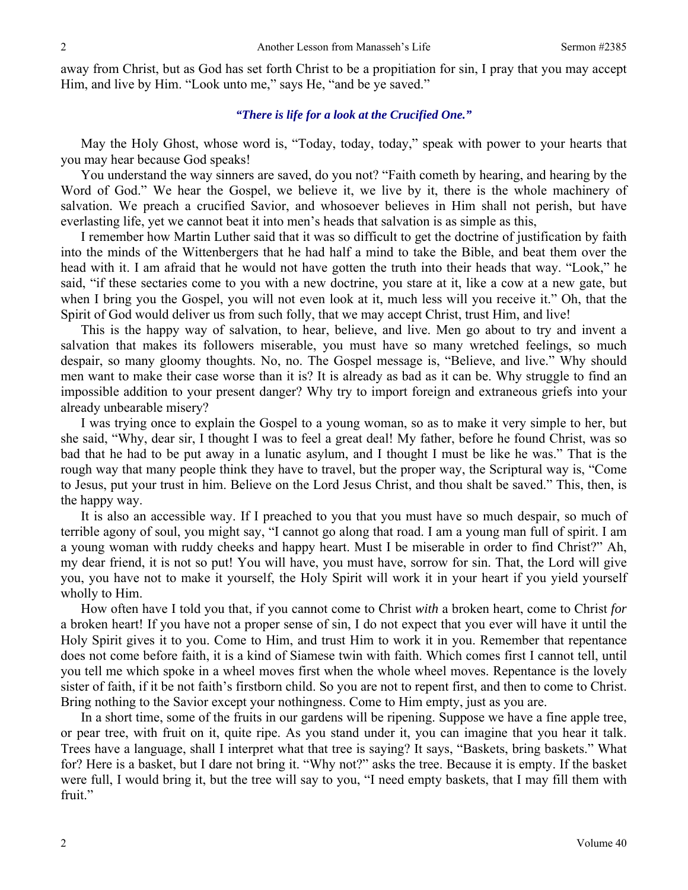away from Christ, but as God has set forth Christ to be a propitiation for sin, I pray that you may accept Him, and live by Him. "Look unto me," says He, "and be ye saved."

***"There is life for a look at the Crucified One."***

May the Holy Ghost, whose word is, "Today, today, today," speak with power to your hearts that you may hear because God speaks!

You understand the way sinners are saved, do you not? "Faith cometh by hearing, and hearing by the Word of God." We hear the Gospel, we believe it, we live by it, there is the whole machinery of salvation. We preach a crucified Savior, and whosoever believes in Him shall not perish, but have everlasting life, yet we cannot beat it into men's heads that salvation is as simple as this,

I remember how Martin Luther said that it was so difficult to get the doctrine of justification by faith into the minds of the Wittenbergers that he had half a mind to take the Bible, and beat them over the head with it. I am afraid that he would not have gotten the truth into their heads that way. "Look," he said, "if these sectaries come to you with a new doctrine, you stare at it, like a cow at a new gate, but when I bring you the Gospel, you will not even look at it, much less will you receive it." Oh, that the Spirit of God would deliver us from such folly, that we may accept Christ, trust Him, and live!

This is the happy way of salvation, to hear, believe, and live. Men go about to try and invent a salvation that makes its followers miserable, you must have so many wretched feelings, so much despair, so many gloomy thoughts. No, no. The Gospel message is, "Believe, and live." Why should men want to make their case worse than it is? It is already as bad as it can be. Why struggle to find an impossible addition to your present danger? Why try to import foreign and extraneous griefs into your already unbearable misery?

I was trying once to explain the Gospel to a young woman, so as to make it very simple to her, but she said, "Why, dear sir, I thought I was to feel a great deal! My father, before he found Christ, was so bad that he had to be put away in a lunatic asylum, and I thought I must be like he was." That is the rough way that many people think they have to travel, but the proper way, the Scriptural way is, "Come to Jesus, put your trust in him. Believe on the Lord Jesus Christ, and thou shalt be saved." This, then, is the happy way.

It is also an accessible way. If I preached to you that you must have so much despair, so much of terrible agony of soul, you might say, "I cannot go along that road. I am a young man full of spirit. I am a young woman with ruddy cheeks and happy heart. Must I be miserable in order to find Christ?" Ah, my dear friend, it is not so put! You will have, you must have, sorrow for sin. That, the Lord will give you, you have not to make it yourself, the Holy Spirit will work it in your heart if you yield yourself wholly to Him.

How often have I told you that, if you cannot come to Christ *with* a broken heart, come to Christ *for* a broken heart! If you have not a proper sense of sin, I do not expect that you ever will have it until the Holy Spirit gives it to you. Come to Him, and trust Him to work it in you. Remember that repentance does not come before faith, it is a kind of Siamese twin with faith. Which comes first I cannot tell, until you tell me which spoke in a wheel moves first when the whole wheel moves. Repentance is the lovely sister of faith, if it be not faith's firstborn child. So you are not to repent first, and then to come to Christ. Bring nothing to the Savior except your nothingness. Come to Him empty, just as you are.

In a short time, some of the fruits in our gardens will be ripening. Suppose we have a fine apple tree, or pear tree, with fruit on it, quite ripe. As you stand under it, you can imagine that you hear it talk. Trees have a language, shall I interpret what that tree is saying? It says, "Baskets, bring baskets." What for? Here is a basket, but I dare not bring it. "Why not?" asks the tree. Because it is empty. If the basket were full, I would bring it, but the tree will say to you, "I need empty baskets, that I may fill them with fruit."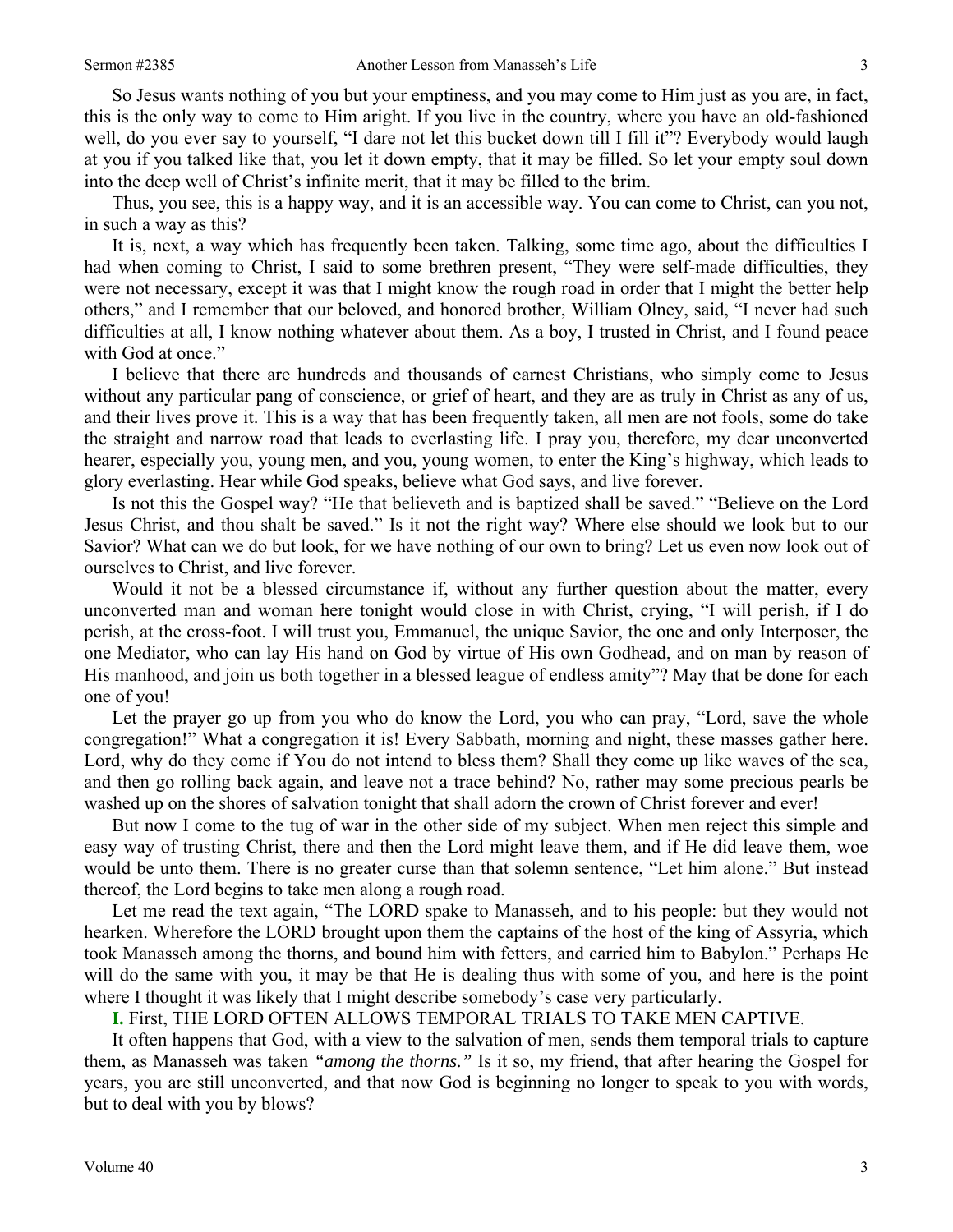So Jesus wants nothing of you but your emptiness, and you may come to Him just as you are, in fact, this is the only way to come to Him aright. If you live in the country, where you have an old-fashioned well, do you ever say to yourself, "I dare not let this bucket down till I fill it"? Everybody would laugh at you if you talked like that, you let it down empty, that it may be filled. So let your empty soul down into the deep well of Christ's infinite merit, that it may be filled to the brim.

Thus, you see, this is a happy way, and it is an accessible way. You can come to Christ, can you not, in such a way as this?

It is, next, a way which has frequently been taken. Talking, some time ago, about the difficulties I had when coming to Christ, I said to some brethren present, "They were self-made difficulties, they were not necessary, except it was that I might know the rough road in order that I might the better help others," and I remember that our beloved, and honored brother, William Olney, said, "I never had such difficulties at all, I know nothing whatever about them. As a boy, I trusted in Christ, and I found peace with God at once."

I believe that there are hundreds and thousands of earnest Christians, who simply come to Jesus without any particular pang of conscience, or grief of heart, and they are as truly in Christ as any of us, and their lives prove it. This is a way that has been frequently taken, all men are not fools, some do take the straight and narrow road that leads to everlasting life. I pray you, therefore, my dear unconverted hearer, especially you, young men, and you, young women, to enter the King's highway, which leads to glory everlasting. Hear while God speaks, believe what God says, and live forever.

Is not this the Gospel way? "He that believeth and is baptized shall be saved." "Believe on the Lord Jesus Christ, and thou shalt be saved." Is it not the right way? Where else should we look but to our Savior? What can we do but look, for we have nothing of our own to bring? Let us even now look out of ourselves to Christ, and live forever.

Would it not be a blessed circumstance if, without any further question about the matter, every unconverted man and woman here tonight would close in with Christ, crying, "I will perish, if I do perish, at the cross-foot. I will trust you, Emmanuel, the unique Savior, the one and only Interposer, the one Mediator, who can lay His hand on God by virtue of His own Godhead, and on man by reason of His manhood, and join us both together in a blessed league of endless amity"? May that be done for each one of you!

Let the prayer go up from you who do know the Lord, you who can pray, "Lord, save the whole congregation!" What a congregation it is! Every Sabbath, morning and night, these masses gather here. Lord, why do they come if You do not intend to bless them? Shall they come up like waves of the sea, and then go rolling back again, and leave not a trace behind? No, rather may some precious pearls be washed up on the shores of salvation tonight that shall adorn the crown of Christ forever and ever!

But now I come to the tug of war in the other side of my subject. When men reject this simple and easy way of trusting Christ, there and then the Lord might leave them, and if He did leave them, woe would be unto them. There is no greater curse than that solemn sentence, "Let him alone." But instead thereof, the Lord begins to take men along a rough road.

Let me read the text again, "The LORD spake to Manasseh, and to his people: but they would not hearken. Wherefore the LORD brought upon them the captains of the host of the king of Assyria, which took Manasseh among the thorns, and bound him with fetters, and carried him to Babylon." Perhaps He will do the same with you, it may be that He is dealing thus with some of you, and here is the point where I thought it was likely that I might describe somebody's case very particularly.

**I.** First, THE LORD OFTEN ALLOWS TEMPORAL TRIALS TO TAKE MEN CAPTIVE.

It often happens that God, with a view to the salvation of men, sends them temporal trials to capture them, as Manasseh was taken *"among the thorns."* Is it so, my friend, that after hearing the Gospel for years, you are still unconverted, and that now God is beginning no longer to speak to you with words, but to deal with you by blows?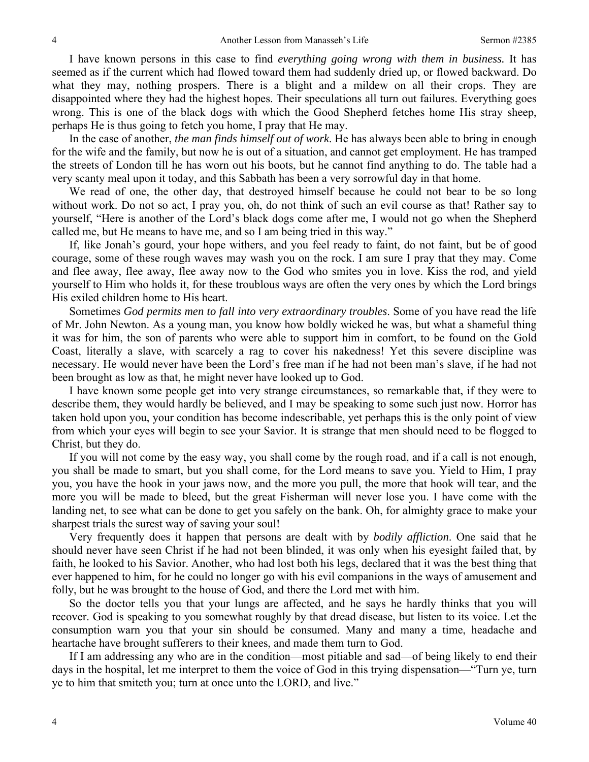I have known persons in this case to find *everything going wrong with them in business.* It has seemed as if the current which had flowed toward them had suddenly dried up, or flowed backward. Do what they may, nothing prospers. There is a blight and a mildew on all their crops. They are disappointed where they had the highest hopes. Their speculations all turn out failures. Everything goes wrong. This is one of the black dogs with which the Good Shepherd fetches home His stray sheep, perhaps He is thus going to fetch you home, I pray that He may.

In the case of another, *the man finds himself out of work.* He has always been able to bring in enough for the wife and the family, but now he is out of a situation, and cannot get employment. He has tramped the streets of London till he has worn out his boots, but he cannot find anything to do. The table had a very scanty meal upon it today, and this Sabbath has been a very sorrowful day in that home.

We read of one, the other day, that destroyed himself because he could not bear to be so long without work. Do not so act, I pray you, oh, do not think of such an evil course as that! Rather say to yourself, "Here is another of the Lord's black dogs come after me, I would not go when the Shepherd called me, but He means to have me, and so I am being tried in this way."

If, like Jonah's gourd, your hope withers, and you feel ready to faint, do not faint, but be of good courage, some of these rough waves may wash you on the rock. I am sure I pray that they may. Come and flee away, flee away, flee away now to the God who smites you in love. Kiss the rod, and yield yourself to Him who holds it, for these troublous ways are often the very ones by which the Lord brings His exiled children home to His heart.

Sometimes *God permits men to fall into very extraordinary troubles*. Some of you have read the life of Mr. John Newton. As a young man, you know how boldly wicked he was, but what a shameful thing it was for him, the son of parents who were able to support him in comfort, to be found on the Gold Coast, literally a slave, with scarcely a rag to cover his nakedness! Yet this severe discipline was necessary. He would never have been the Lord's free man if he had not been man's slave, if he had not been brought as low as that, he might never have looked up to God.

I have known some people get into very strange circumstances, so remarkable that, if they were to describe them, they would hardly be believed, and I may be speaking to some such just now. Horror has taken hold upon you, your condition has become indescribable, yet perhaps this is the only point of view from which your eyes will begin to see your Savior. It is strange that men should need to be flogged to Christ, but they do.

If you will not come by the easy way, you shall come by the rough road, and if a call is not enough, you shall be made to smart, but you shall come, for the Lord means to save you. Yield to Him, I pray you, you have the hook in your jaws now, and the more you pull, the more that hook will tear, and the more you will be made to bleed, but the great Fisherman will never lose you. I have come with the landing net, to see what can be done to get you safely on the bank. Oh, for almighty grace to make your sharpest trials the surest way of saving your soul!

Very frequently does it happen that persons are dealt with by *bodily affliction*. One said that he should never have seen Christ if he had not been blinded, it was only when his eyesight failed that, by faith, he looked to his Savior. Another, who had lost both his legs, declared that it was the best thing that ever happened to him, for he could no longer go with his evil companions in the ways of amusement and folly, but he was brought to the house of God, and there the Lord met with him.

So the doctor tells you that your lungs are affected, and he says he hardly thinks that you will recover. God is speaking to you somewhat roughly by that dread disease, but listen to its voice. Let the consumption warn you that your sin should be consumed. Many and many a time, headache and heartache have brought sufferers to their knees, and made them turn to God.

If I am addressing any who are in the condition—most pitiable and sad—of being likely to end their days in the hospital, let me interpret to them the voice of God in this trying dispensation—"Turn ye, turn ye to him that smiteth you; turn at once unto the LORD, and live."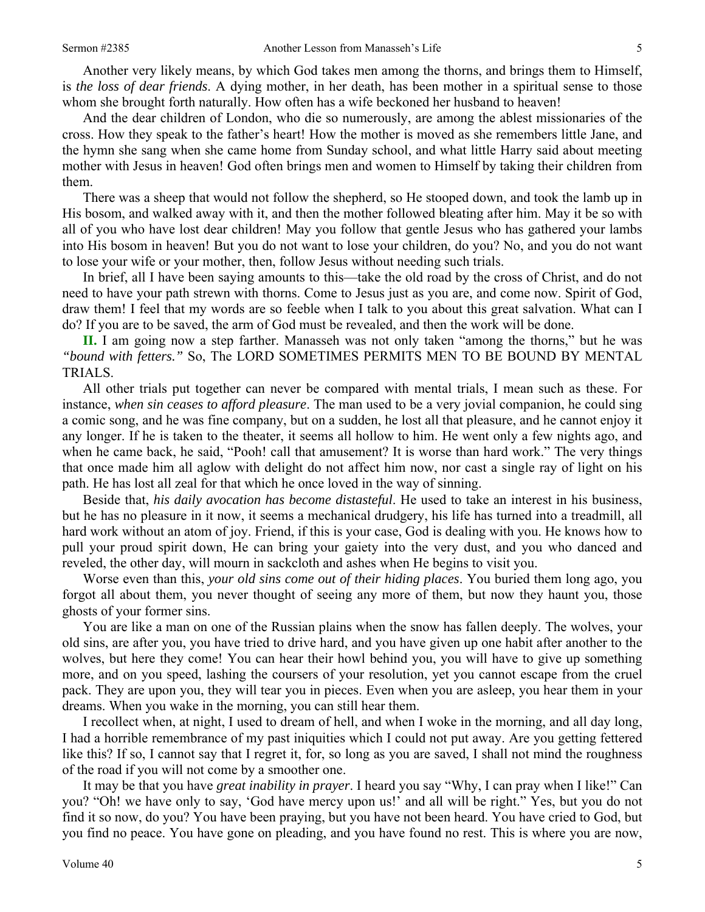Another very likely means, by which God takes men among the thorns, and brings them to Himself, is *the loss of dear friends*. A dying mother, in her death, has been mother in a spiritual sense to those whom she brought forth naturally. How often has a wife beckoned her husband to heaven!

And the dear children of London, who die so numerously, are among the ablest missionaries of the cross. How they speak to the father's heart! How the mother is moved as she remembers little Jane, and the hymn she sang when she came home from Sunday school, and what little Harry said about meeting mother with Jesus in heaven! God often brings men and women to Himself by taking their children from them.

There was a sheep that would not follow the shepherd, so He stooped down, and took the lamb up in His bosom, and walked away with it, and then the mother followed bleating after him. May it be so with all of you who have lost dear children! May you follow that gentle Jesus who has gathered your lambs into His bosom in heaven! But you do not want to lose your children, do you? No, and you do not want to lose your wife or your mother, then, follow Jesus without needing such trials.

In brief, all I have been saying amounts to this—take the old road by the cross of Christ, and do not need to have your path strewn with thorns. Come to Jesus just as you are, and come now. Spirit of God, draw them! I feel that my words are so feeble when I talk to you about this great salvation. What can I do? If you are to be saved, the arm of God must be revealed, and then the work will be done.

**II.** I am going now a step farther. Manasseh was not only taken "among the thorns," but he was *"bound with fetters."* So, The LORD SOMETIMES PERMITS MEN TO BE BOUND BY MENTAL TRIALS.

All other trials put together can never be compared with mental trials, I mean such as these. For instance, *when sin ceases to afford pleasure*. The man used to be a very jovial companion, he could sing a comic song, and he was fine company, but on a sudden, he lost all that pleasure, and he cannot enjoy it any longer. If he is taken to the theater, it seems all hollow to him. He went only a few nights ago, and when he came back, he said, "Pooh! call that amusement? It is worse than hard work." The very things that once made him all aglow with delight do not affect him now, nor cast a single ray of light on his path. He has lost all zeal for that which he once loved in the way of sinning.

Beside that, *his daily avocation has become distasteful*. He used to take an interest in his business, but he has no pleasure in it now, it seems a mechanical drudgery, his life has turned into a treadmill, all hard work without an atom of joy. Friend, if this is your case, God is dealing with you. He knows how to pull your proud spirit down, He can bring your gaiety into the very dust, and you who danced and reveled, the other day, will mourn in sackcloth and ashes when He begins to visit you.

Worse even than this, *your old sins come out of their hiding places*. You buried them long ago, you forgot all about them, you never thought of seeing any more of them, but now they haunt you, those ghosts of your former sins.

You are like a man on one of the Russian plains when the snow has fallen deeply. The wolves, your old sins, are after you, you have tried to drive hard, and you have given up one habit after another to the wolves, but here they come! You can hear their howl behind you, you will have to give up something more, and on you speed, lashing the coursers of your resolution, yet you cannot escape from the cruel pack. They are upon you, they will tear you in pieces. Even when you are asleep, you hear them in your dreams. When you wake in the morning, you can still hear them.

I recollect when, at night, I used to dream of hell, and when I woke in the morning, and all day long, I had a horrible remembrance of my past iniquities which I could not put away. Are you getting fettered like this? If so, I cannot say that I regret it, for, so long as you are saved, I shall not mind the roughness of the road if you will not come by a smoother one.

It may be that you have *great inability in prayer*. I heard you say "Why, I can pray when I like!" Can you? "Oh! we have only to say, 'God have mercy upon us!' and all will be right." Yes, but you do not find it so now, do you? You have been praying, but you have not been heard. You have cried to God, but you find no peace. You have gone on pleading, and you have found no rest. This is where you are now,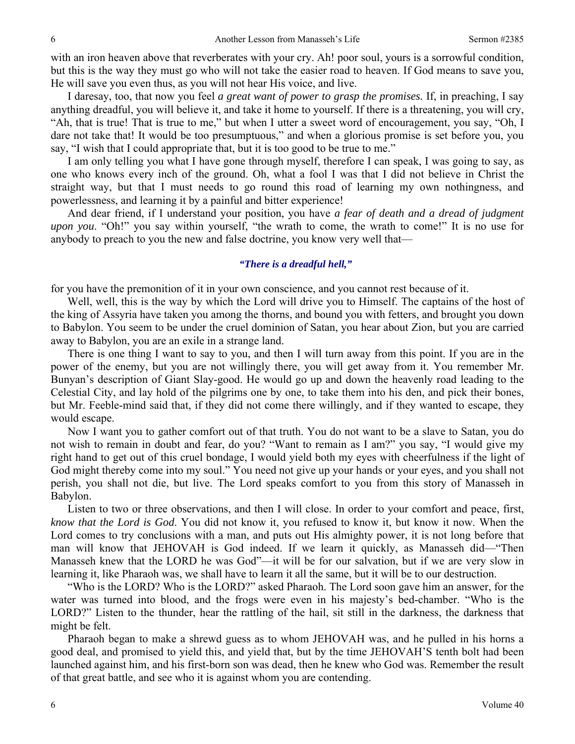with an iron heaven above that reverberates with your cry. Ah! poor soul, yours is a sorrowful condition, but this is the way they must go who will not take the easier road to heaven. If God means to save you, He will save you even thus, as you will not hear His voice, and live.

I daresay, too, that now you feel *a great want of power to grasp the promises.* If, in preaching, I say anything dreadful, you will believe it, and take it home to yourself. If there is a threatening, you will cry, "Ah, that is true! That is true to me," but when I utter a sweet word of encouragement, you say, "Oh, I dare not take that! It would be too presumptuous," and when a glorious promise is set before you, you say, "I wish that I could appropriate that, but it is too good to be true to me."

I am only telling you what I have gone through myself, therefore I can speak, I was going to say, as one who knows every inch of the ground. Oh, what a fool I was that I did not believe in Christ the straight way, but that I must needs to go round this road of learning my own nothingness, and powerlessness, and learning it by a painful and bitter experience!

And dear friend, if I understand your position, you have *a fear of death and a dread of judgment upon you*. "Oh!" you say within yourself, "the wrath to come, the wrath to come!" It is no use for anybody to preach to you the new and false doctrine, you know very well that—

*"There is a dreadful hell,"*

for you have the premonition of it in your own conscience, and you cannot rest because of it.

Well, well, this is the way by which the Lord will drive you to Himself. The captains of the host of the king of Assyria have taken you among the thorns, and bound you with fetters, and brought you down to Babylon. You seem to be under the cruel dominion of Satan, you hear about Zion, but you are carried away to Babylon, you are an exile in a strange land.

There is one thing I want to say to you, and then I will turn away from this point. If you are in the power of the enemy, but you are not willingly there, you will get away from it. You remember Mr. Bunyan's description of Giant Slay-good. He would go up and down the heavenly road leading to the Celestial City, and lay hold of the pilgrims one by one, to take them into his den, and pick their bones, but Mr. Feeble-mind said that, if they did not come there willingly, and if they wanted to escape, they would escape.

Now I want you to gather comfort out of that truth. You do not want to be a slave to Satan, you do not wish to remain in doubt and fear, do you? "Want to remain as I am?" you say, "I would give my right hand to get out of this cruel bondage, I would yield both my eyes with cheerfulness if the light of God might thereby come into my soul." You need not give up your hands or your eyes, and you shall not perish, you shall not die, but live. The Lord speaks comfort to you from this story of Manasseh in Babylon.

Listen to two or three observations, and then I will close. In order to your comfort and peace, first, *know that the Lord is God*. You did not know it, you refused to know it, but know it now. When the Lord comes to try conclusions with a man, and puts out His almighty power, it is not long before that man will know that JEHOVAH is God indeed. If we learn it quickly, as Manasseh did—"Then Manasseh knew that the LORD he was God"—it will be for our salvation, but if we are very slow in learning it, like Pharaoh was, we shall have to learn it all the same, but it will be to our destruction.

"Who is the LORD? Who is the LORD?" asked Pharaoh. The Lord soon gave him an answer, for the water was turned into blood, and the frogs were even in his majesty's bed-chamber. "Who is the LORD?" Listen to the thunder, hear the rattling of the hail, sit still in the darkness, the darkness that might be felt.

Pharaoh began to make a shrewd guess as to whom JEHOVAH was, and he pulled in his horns a good deal, and promised to yield this, and yield that, but by the time JEHOVAH'S tenth bolt had been launched against him, and his first-born son was dead, then he knew who God was. Remember the result of that great battle, and see who it is against whom you are contending.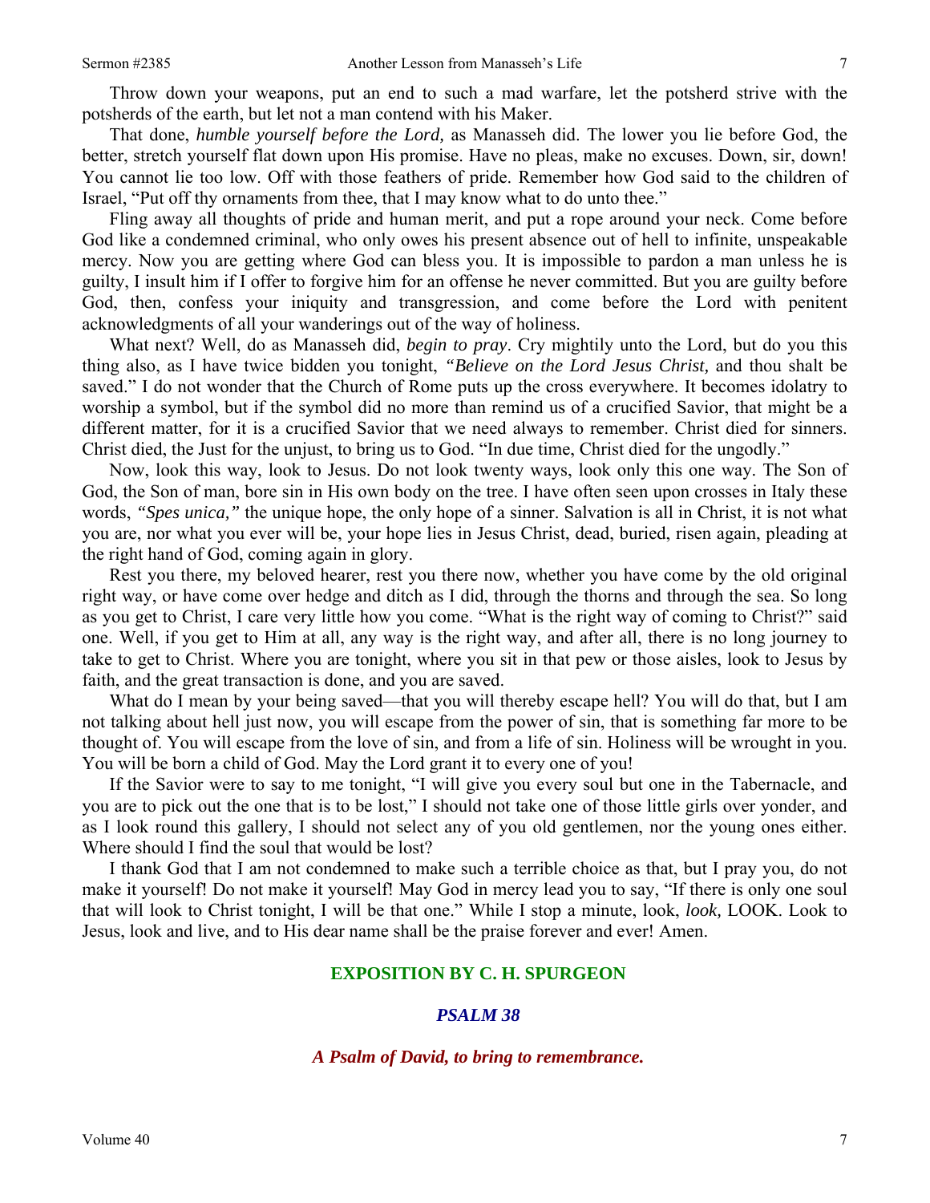Throw down your weapons, put an end to such a mad warfare, let the potsherd strive with the potsherds of the earth, but let not a man contend with his Maker.

That done, *humble yourself before the Lord,* as Manasseh did. The lower you lie before God, the better, stretch yourself flat down upon His promise. Have no pleas, make no excuses. Down, sir, down! You cannot lie too low. Off with those feathers of pride. Remember how God said to the children of Israel, "Put off thy ornaments from thee, that I may know what to do unto thee."

Fling away all thoughts of pride and human merit, and put a rope around your neck. Come before God like a condemned criminal, who only owes his present absence out of hell to infinite, unspeakable mercy. Now you are getting where God can bless you. It is impossible to pardon a man unless he is guilty, I insult him if I offer to forgive him for an offense he never committed. But you are guilty before God, then, confess your iniquity and transgression, and come before the Lord with penitent acknowledgments of all your wanderings out of the way of holiness.

What next? Well, do as Manasseh did, *begin to pray*. Cry mightily unto the Lord, but do you this thing also, as I have twice bidden you tonight, *"Believe on the Lord Jesus Christ,* and thou shalt be saved." I do not wonder that the Church of Rome puts up the cross everywhere. It becomes idolatry to worship a symbol, but if the symbol did no more than remind us of a crucified Savior, that might be a different matter, for it is a crucified Savior that we need always to remember. Christ died for sinners. Christ died, the Just for the unjust, to bring us to God. "In due time, Christ died for the ungodly."

Now, look this way, look to Jesus. Do not look twenty ways, look only this one way. The Son of God, the Son of man, bore sin in His own body on the tree. I have often seen upon crosses in Italy these words, *"Spes unica,"* the unique hope, the only hope of a sinner. Salvation is all in Christ, it is not what you are, nor what you ever will be, your hope lies in Jesus Christ, dead, buried, risen again, pleading at the right hand of God, coming again in glory.

Rest you there, my beloved hearer, rest you there now, whether you have come by the old original right way, or have come over hedge and ditch as I did, through the thorns and through the sea. So long as you get to Christ, I care very little how you come. "What is the right way of coming to Christ?" said one. Well, if you get to Him at all, any way is the right way, and after all, there is no long journey to take to get to Christ. Where you are tonight, where you sit in that pew or those aisles, look to Jesus by faith, and the great transaction is done, and you are saved.

What do I mean by your being saved—that you will thereby escape hell? You will do that, but I am not talking about hell just now, you will escape from the power of sin, that is something far more to be thought of. You will escape from the love of sin, and from a life of sin. Holiness will be wrought in you. You will be born a child of God. May the Lord grant it to every one of you!

If the Savior were to say to me tonight, "I will give you every soul but one in the Tabernacle, and you are to pick out the one that is to be lost," I should not take one of those little girls over yonder, and as I look round this gallery, I should not select any of you old gentlemen, nor the young ones either. Where should I find the soul that would be lost?

I thank God that I am not condemned to make such a terrible choice as that, but I pray you, do not make it yourself! Do not make it yourself! May God in mercy lead you to say, "If there is only one soul that will look to Christ tonight, I will be that one." While I stop a minute, look, *look,* LOOK. Look to Jesus, look and live, and to His dear name shall be the praise forever and ever! Amen.

## EXPOSITION BY C. H. SPURGEON

### *PSALM 38*

#### *A Psalm of David, to bring to remembrance.*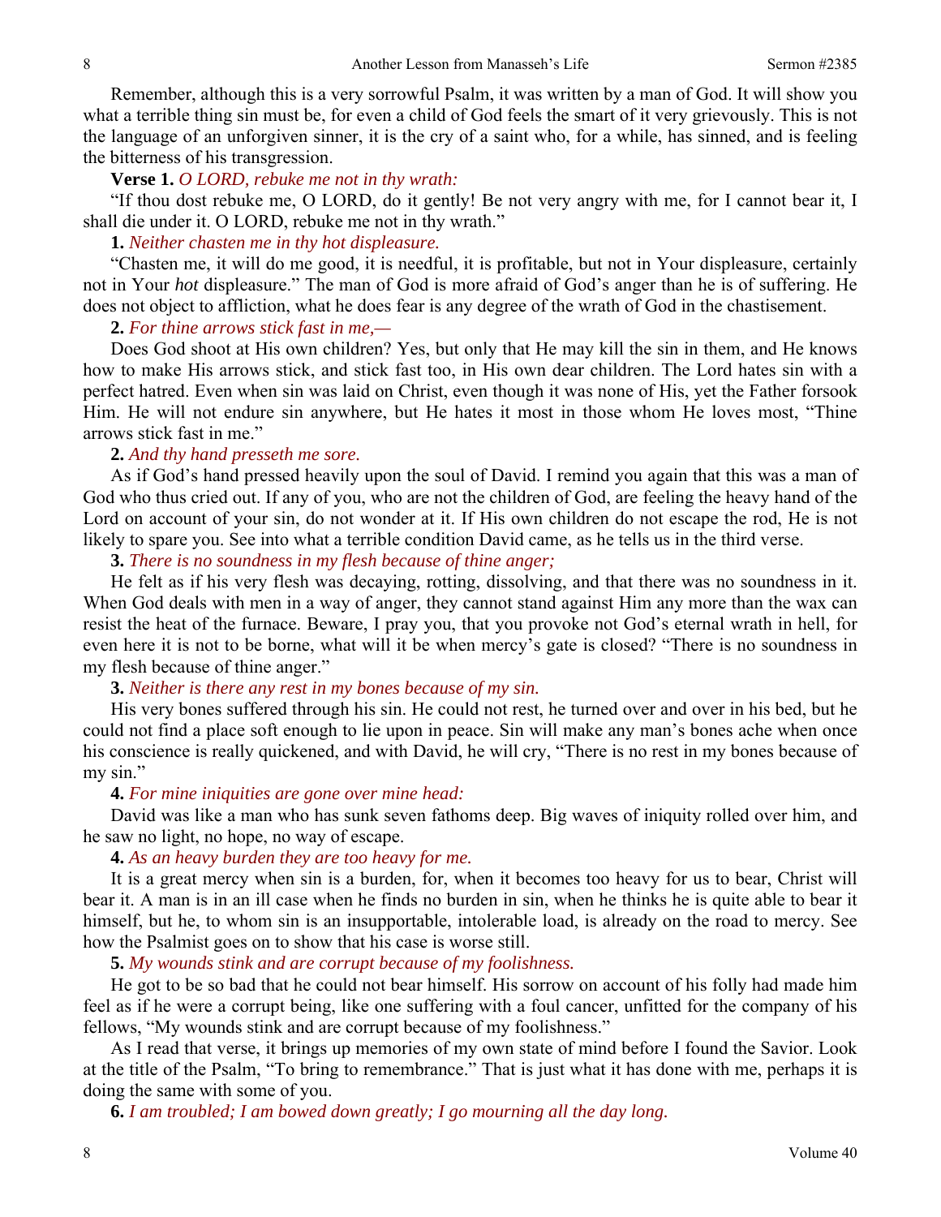Remember, although this is a very sorrowful Psalm, it was written by a man of God. It will show you what a terrible thing sin must be, for even a child of God feels the smart of it very grievously. This is not the language of an unforgiven sinner, it is the cry of a saint who, for a while, has sinned, and is feeling the bitterness of his transgression.

**Verse 1.** *O LORD, rebuke me not in thy wrath:*

"If thou dost rebuke me, O LORD, do it gently! Be not very angry with me, for I cannot bear it, I shall die under it. O LORD, rebuke me not in thy wrath."

**1.** *Neither chasten me in thy hot displeasure.*

"Chasten me, it will do me good, it is needful, it is profitable, but not in Your displeasure, certainly not in Your *hot* displeasure." The man of God is more afraid of God's anger than he is of suffering. He does not object to affliction, what he does fear is any degree of the wrath of God in the chastisement.

**2.** *For thine arrows stick fast in me,—*

Does God shoot at His own children? Yes, but only that He may kill the sin in them, and He knows how to make His arrows stick, and stick fast too, in His own dear children. The Lord hates sin with a perfect hatred. Even when sin was laid on Christ, even though it was none of His, yet the Father forsook Him. He will not endure sin anywhere, but He hates it most in those whom He loves most, "Thine arrows stick fast in me."

**2.** *And thy hand presseth me sore.*

As if God's hand pressed heavily upon the soul of David. I remind you again that this was a man of God who thus cried out. If any of you, who are not the children of God, are feeling the heavy hand of the Lord on account of your sin, do not wonder at it. If His own children do not escape the rod, He is not likely to spare you. See into what a terrible condition David came, as he tells us in the third verse.

**3.** *There is no soundness in my flesh because of thine anger;*

He felt as if his very flesh was decaying, rotting, dissolving, and that there was no soundness in it. When God deals with men in a way of anger, they cannot stand against Him any more than the wax can resist the heat of the furnace. Beware, I pray you, that you provoke not God's eternal wrath in hell, for even here it is not to be borne, what will it be when mercy's gate is closed? "There is no soundness in my flesh because of thine anger."

**3.** *Neither is there any rest in my bones because of my sin.*

His very bones suffered through his sin. He could not rest, he turned over and over in his bed, but he could not find a place soft enough to lie upon in peace. Sin will make any man's bones ache when once his conscience is really quickened, and with David, he will cry, "There is no rest in my bones because of my sin."

**4.** *For mine iniquities are gone over mine head:*

David was like a man who has sunk seven fathoms deep. Big waves of iniquity rolled over him, and he saw no light, no hope, no way of escape.

**4.** *As an heavy burden they are too heavy for me.*

It is a great mercy when sin is a burden, for, when it becomes too heavy for us to bear, Christ will bear it. A man is in an ill case when he finds no burden in sin, when he thinks he is quite able to bear it himself, but he, to whom sin is an insupportable, intolerable load, is already on the road to mercy. See how the Psalmist goes on to show that his case is worse still.

**5.** *My wounds stink and are corrupt because of my foolishness.*

He got to be so bad that he could not bear himself. His sorrow on account of his folly had made him feel as if he were a corrupt being, like one suffering with a foul cancer, unfitted for the company of his fellows, "My wounds stink and are corrupt because of my foolishness."

As I read that verse, it brings up memories of my own state of mind before I found the Savior. Look at the title of the Psalm, "To bring to remembrance." That is just what it has done with me, perhaps it is doing the same with some of you.

**6.** *I am troubled; I am bowed down greatly; I go mourning all the day long.*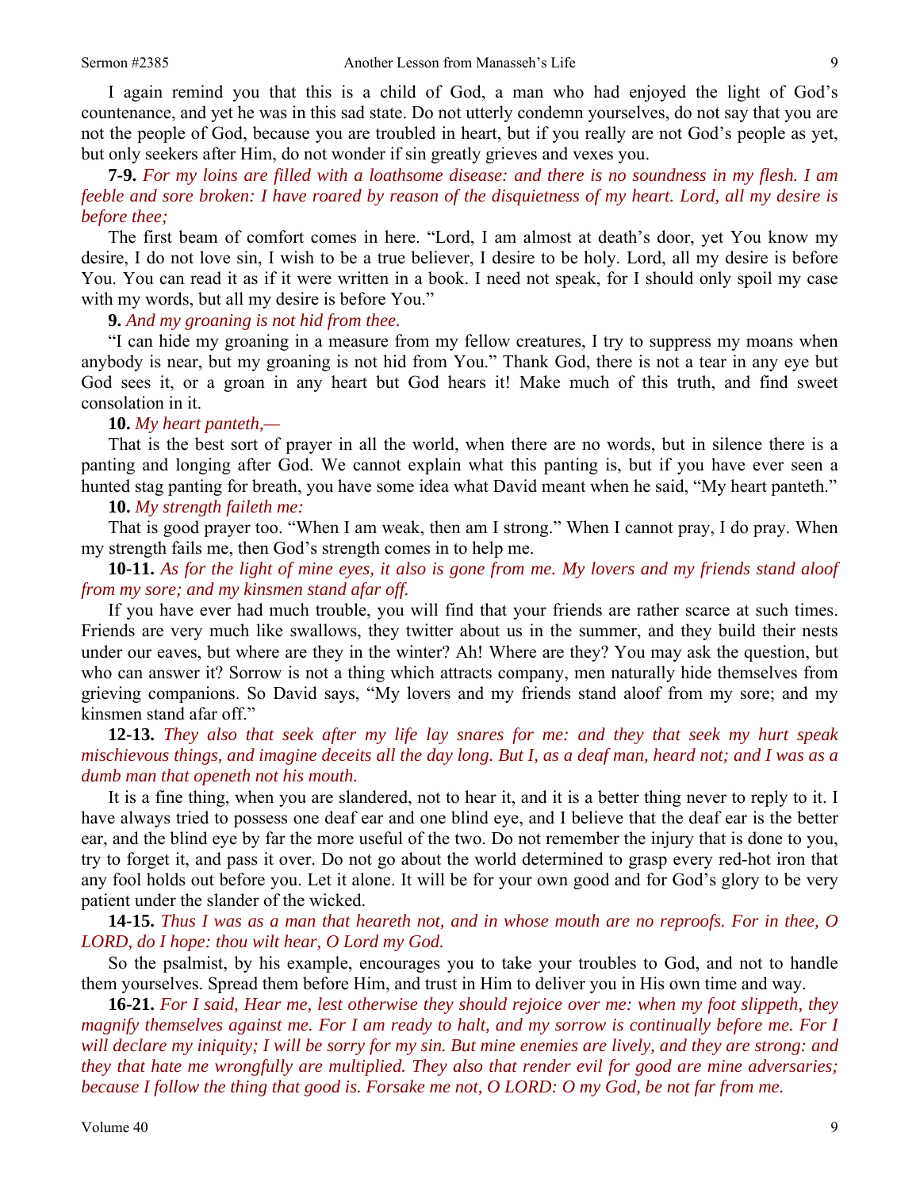I again remind you that this is a child of God, a man who had enjoyed the light of God's countenance, and yet he was in this sad state. Do not utterly condemn yourselves, do not say that you are not the people of God, because you are troubled in heart, but if you really are not God's people as yet, but only seekers after Him, do not wonder if sin greatly grieves and vexes you.

**7-9.** *For my loins are filled with a loathsome disease: and there is no soundness in my flesh. I am feeble and sore broken: I have roared by reason of the disquietness of my heart. Lord, all my desire is before thee;*

The first beam of comfort comes in here. "Lord, I am almost at death's door, yet You know my desire, I do not love sin, I wish to be a true believer, I desire to be holy. Lord, all my desire is before You. You can read it as if it were written in a book. I need not speak, for I should only spoil my case with my words, but all my desire is before You."

**9.** *And my groaning is not hid from thee.*

"I can hide my groaning in a measure from my fellow creatures, I try to suppress my moans when anybody is near, but my groaning is not hid from You." Thank God, there is not a tear in any eye but God sees it, or a groan in any heart but God hears it! Make much of this truth, and find sweet consolation in it.

**10.** *My heart panteth,—*

That is the best sort of prayer in all the world, when there are no words, but in silence there is a panting and longing after God. We cannot explain what this panting is, but if you have ever seen a hunted stag panting for breath, you have some idea what David meant when he said, "My heart panteth."

**10.** *My strength faileth me:*

That is good prayer too. "When I am weak, then am I strong." When I cannot pray, I do pray. When my strength fails me, then God's strength comes in to help me.

**10-11.** *As for the light of mine eyes, it also is gone from me. My lovers and my friends stand aloof from my sore; and my kinsmen stand afar off.*

If you have ever had much trouble, you will find that your friends are rather scarce at such times. Friends are very much like swallows, they twitter about us in the summer, and they build their nests under our eaves, but where are they in the winter? Ah! Where are they? You may ask the question, but who can answer it? Sorrow is not a thing which attracts company, men naturally hide themselves from grieving companions. So David says, "My lovers and my friends stand aloof from my sore; and my kinsmen stand afar off."

**12-13.** *They also that seek after my life lay snares for me: and they that seek my hurt speak mischievous things, and imagine deceits all the day long. But I, as a deaf man, heard not; and I was as a dumb man that openeth not his mouth.*

It is a fine thing, when you are slandered, not to hear it, and it is a better thing never to reply to it. I have always tried to possess one deaf ear and one blind eye, and I believe that the deaf ear is the better ear, and the blind eye by far the more useful of the two. Do not remember the injury that is done to you, try to forget it, and pass it over. Do not go about the world determined to grasp every red-hot iron that any fool holds out before you. Let it alone. It will be for your own good and for God's glory to be very patient under the slander of the wicked.

**14-15.** *Thus I was as a man that heareth not, and in whose mouth are no reproofs. For in thee, O LORD, do I hope: thou wilt hear, O Lord my God.*

So the psalmist, by his example, encourages you to take your troubles to God, and not to handle them yourselves. Spread them before Him, and trust in Him to deliver you in His own time and way.

**16-21.** *For I said, Hear me, lest otherwise they should rejoice over me: when my foot slippeth, they magnify themselves against me. For I am ready to halt, and my sorrow is continually before me. For I will declare my iniquity; I will be sorry for my sin. But mine enemies are lively, and they are strong: and they that hate me wrongfully are multiplied. They also that render evil for good are mine adversaries; because I follow the thing that good is. Forsake me not, O LORD: O my God, be not far from me.*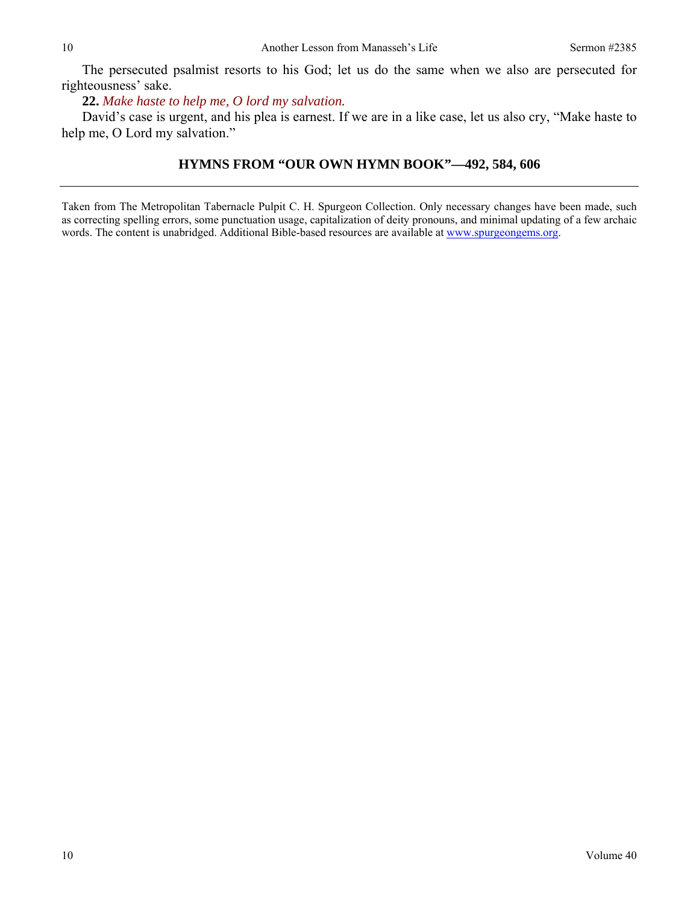The persecuted psalmist resorts to his God; let us do the same when we also are persecuted for righteousness' sake.

**22.** *Make haste to help me, O lord my salvation.*

David's case is urgent, and his plea is earnest. If we are in a like case, let us also cry, "Make haste to help me, O Lord my salvation."

### HYMNS FROM "OUR OWN HYMN BOOK"—492, 584, 606

---

Taken from The Metropolitan Tabernacle Pulpit C. H. Spurgeon Collection. Only necessary changes have been made, such as correcting spelling errors, some punctuation usage, capitalization of deity pronouns, and minimal updating of a few archaic words. The content is unabridged. Additional Bible-based resources are available at www.spurgeongems.org.